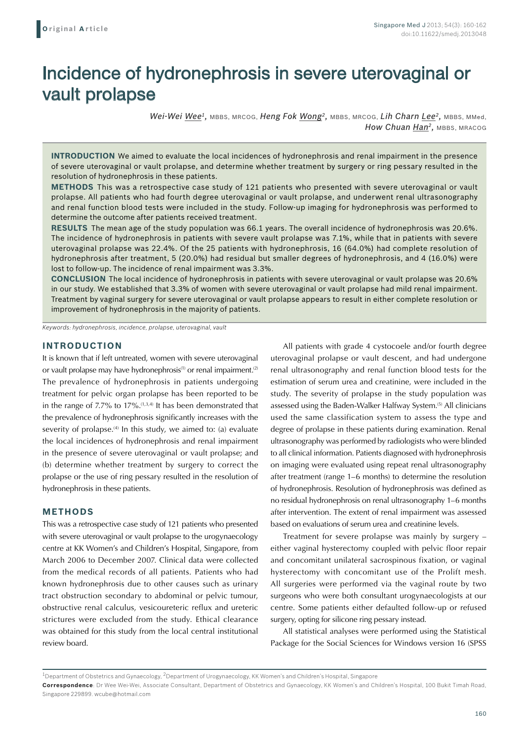Original Article

# Incidence of hydronephrosis in severe uterovaginal or vault prolapse

*Wei-Wei Wee*[1], MBBS, MRCOG, *Heng Fok Wong*[2], MBBS, MRCOG, *Lih Charn Lee*[2], MBBS, MMed, *How Chuan Han*[2], MBBS, MRACOG

**INTRODUCTION** We aimed to evaluate the local incidences of hydronephrosis and renal impairment in the presence of severe uterovaginal or vault prolapse, and determine whether treatment by surgery or ring pessary resulted in the resolution of hydronephrosis in these patients.

**METHODS** This was a retrospective case study of 121 patients who presented with severe uterovaginal or vault prolapse. All patients who had fourth degree uterovaginal or vault prolapse, and underwent renal ultrasonography and renal function blood tests were included in the study. Follow-up imaging for hydronephrosis was performed to determine the outcome after patients received treatment.

**RESULTS** The mean age of the study population was 66.1 years. The overall incidence of hydronephrosis was 20.6%. The incidence of hydronephrosis in patients with severe vault prolapse was 7.1%, while that in patients with severe uterovaginal prolapse was 22.4%. Of the 25 patients with hydronephrosis, 16 (64.0%) had complete resolution of hydronephrosis after treatment, 5 (20.0%) had residual but smaller degrees of hydronephrosis, and 4 (16.0%) were lost to follow-up. The incidence of renal impairment was 3.3%.

**CONCLUSION** The local incidence of hydronephrosis in patients with severe uterovaginal or vault prolapse was 20.6% in our study. We established that 3.3% of women with severe uterovaginal or vault prolapse had mild renal impairment. Treatment by vaginal surgery for severe uterovaginal or vault prolapse appears to result in either complete resolution or improvement of hydronephrosis in the majority of patients.

*Keywords: hydronephrosis, incidence, prolapse, uterovaginal, vault*

## INTRODUCTION

It is known that if left untreated, women with severe uterovaginal or vault prolapse may have hydronephrosis[1] or renal impairment.[2] The prevalence of hydronephrosis in patients undergoing treatment for pelvic organ prolapse has been reported to be in the range of 7.7% to 17%.[1,3,4] It has been demonstrated that the prevalence of hydronephrosis significantly increases with the severity of prolapse.[4] In this study, we aimed to: (a) evaluate the local incidences of hydronephrosis and renal impairment in the presence of severe uterovaginal or vault prolapse; and (b) determine whether treatment by surgery to correct the prolapse or the use of ring pessary resulted in the resolution of hydronephrosis in these patients.

## METHODS

This was a retrospective case study of 121 patients who presented with severe uterovaginal or vault prolapse to the urogynaecology centre at KK Women's and Children's Hospital, Singapore, from March 2006 to December 2007. Clinical data were collected from the medical records of all patients. Patients who had known hydronephrosis due to other causes such as urinary tract obstruction secondary to abdominal or pelvic tumour, obstructive renal calculus, vesicoureteric reflux and ureteric strictures were excluded from the study. Ethical clearance was obtained for this study from the local central institutional review board.

All patients with grade 4 cystocoele and/or fourth degree uterovaginal prolapse or vault descent, and had undergone renal ultrasonography and renal function blood tests for the estimation of serum urea and creatinine, were included in the study. The severity of prolapse in the study population was assessed using the Baden-Walker Halfway System.[5] All clinicians used the same classification system to assess the type and degree of prolapse in these patients during examination. Renal ultrasonography was performed by radiologists who were blinded to all clinical information. Patients diagnosed with hydronephrosis on imaging were evaluated using repeat renal ultrasonography after treatment (range 1–6 months) to determine the resolution of hydronephrosis. Resolution of hydronephrosis was defined as no residual hydronephrosis on renal ultrasonography 1–6 months after intervention. The extent of renal impairment was assessed based on evaluations of serum urea and creatinine levels.

Treatment for severe prolapse was mainly by surgery – either vaginal hysterectomy coupled with pelvic floor repair and concomitant unilateral sacrospinous fixation, or vaginal hysterectomy with concomitant use of the Prolift mesh. All surgeries were performed via the vaginal route by two surgeons who were both consultant urogynaecologists at our centre. Some patients either defaulted follow-up or refused surgery, opting for silicone ring pessary instead.

All statistical analyses were performed using the Statistical Package for the Social Sciences for Windows version 16 (SPSS

[1]Department of Obstetrics and Gynaecology, [2]Department of Urogynaecology, KK Women's and Children's Hospital, Singapore

**Correspondence**: Dr Wee Wei-Wei, Associate Consultant, Department of Obstetrics and Gynaecology, KK Women's and Children's Hospital, 100 Bukit Timah Road, Singapore 229899. wcube@hotmail.com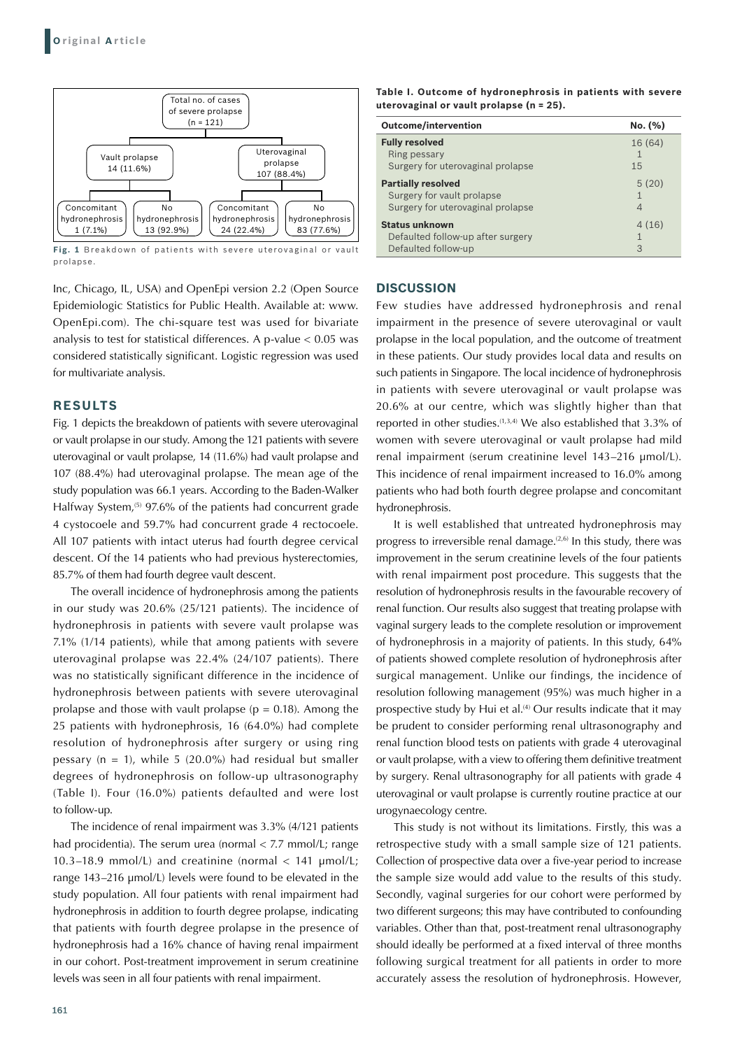- Total no. of cases of severe prolapse (n = 121)
  - Vault prolapse 14 (11.6%)
    - Concomitant hydronephrosis 1 (7.1%)
    - No hydronephrosis 13 (92.9%)
  - Uterovaginal prolapse 107 (88.4%)
    - Concomitant hydronephrosis 24 (22.4%)
    - No hydronephrosis 83 (77.6%)

**Fig. 1** Breakdown of patients with severe uterovaginal or vault prolapse.

Inc, Chicago, IL, USA) and OpenEpi version 2.2 (Open Source Epidemiologic Statistics for Public Health. Available at: www.OpenEpi.com). The chi-square test was used for bivariate analysis to test for statistical differences. A p-value $< 0.05$ was considered statistically significant. Logistic regression was used for multivariate analysis.

## RESULTS

Fig. 1 depicts the breakdown of patients with severe uterovaginal or vault prolapse in our study. Among the 121 patients with severe uterovaginal or vault prolapse, 14 (11.6%) had vault prolapse and 107 (88.4%) had uterovaginal prolapse. The mean age of the study population was 66.1 years. According to the Baden-Walker Halfway System,[5] 97.6% of the patients had concurrent grade 4 cystocoele and 59.7% had concurrent grade 4 rectocoele. All 107 patients with intact uterus had fourth degree cervical descent. Of the 14 patients who had previous hysterectomies, 85.7% of them had fourth degree vault descent.

The overall incidence of hydronephrosis among the patients in our study was 20.6% (25/121 patients). The incidence of hydronephrosis in patients with severe vault prolapse was 7.1% (1/14 patients), while that among patients with severe uterovaginal prolapse was 22.4% (24/107 patients). There was no statistically significant difference in the incidence of hydronephrosis between patients with severe uterovaginal prolapse and those with vault prolapse ($p = 0.18$). Among the 25 patients with hydronephrosis, 16 (64.0%) had complete resolution of hydronephrosis after surgery or using ring pessary ($n = 1$), while 5 (20.0%) had residual but smaller degrees of hydronephrosis on follow-up ultrasonography (Table I). Four (16.0%) patients defaulted and were lost to follow-up.

The incidence of renal impairment was 3.3% (4/121 patients had procidentia). The serum urea (normal $< 7.7$ mmol/L; range 10.3–18.9 mmol/L) and creatinine (normal $< 141$ µmol/L; range 143–216 µmol/L) levels were found to be elevated in the study population. All four patients with renal impairment had hydronephrosis in addition to fourth degree prolapse, indicating that patients with fourth degree prolapse in the presence of hydronephrosis had a 16% chance of having renal impairment in our cohort. Post-treatment improvement in serum creatinine levels was seen in all four patients with renal impairment.

**Table I. Outcome of hydronephrosis in patients with severe uterovaginal or vault prolapse (n = 25).**

| Outcome/intervention | No. (%) |
|---|---|
| **Fully resolved** | 16 (64) |
| Ring pessary | 1 |
| Surgery for uterovaginal prolapse | 15 |
| **Partially resolved** | 5 (20) |
| Surgery for vault prolapse | 1 |
| Surgery for uterovaginal prolapse | 4 |
| **Status unknown** | 4 (16) |
| Defaulted follow-up after surgery | 1 |
| Defaulted follow-up | 3 |

## DISCUSSION

Few studies have addressed hydronephrosis and renal impairment in the presence of severe uterovaginal or vault prolapse in the local population, and the outcome of treatment in these patients. Our study provides local data and results on such patients in Singapore. The local incidence of hydronephrosis in patients with severe uterovaginal or vault prolapse was 20.6% at our centre, which was slightly higher than that reported in other studies.[1,3,4] We also established that 3.3% of women with severe uterovaginal or vault prolapse had mild renal impairment (serum creatinine level 143–216 µmol/L). This incidence of renal impairment increased to 16.0% among patients who had both fourth degree prolapse and concomitant hydronephrosis.

It is well established that untreated hydronephrosis may progress to irreversible renal damage.[2,6] In this study, there was improvement in the serum creatinine levels of the four patients with renal impairment post procedure. This suggests that the resolution of hydronephrosis results in the favourable recovery of renal function. Our results also suggest that treating prolapse with vaginal surgery leads to the complete resolution or improvement of hydronephrosis in a majority of patients. In this study, 64% of patients showed complete resolution of hydronephrosis after surgical management. Unlike our findings, the incidence of resolution following management (95%) was much higher in a prospective study by Hui et al.[4] Our results indicate that it may be prudent to consider performing renal ultrasonography and renal function blood tests on patients with grade 4 uterovaginal or vault prolapse, with a view to offering them definitive treatment by surgery. Renal ultrasonography for all patients with grade 4 uterovaginal or vault prolapse is currently routine practice at our urogynaecology centre.

This study is not without its limitations. Firstly, this was a retrospective study with a small sample size of 121 patients. Collection of prospective data over a five-year period to increase the sample size would add value to the results of this study. Secondly, vaginal surgeries for our cohort were performed by two different surgeons; this may have contributed to confounding variables. Other than that, post-treatment renal ultrasonography should ideally be performed at a fixed interval of three months following surgical treatment for all patients in order to more accurately assess the resolution of hydronephrosis. However,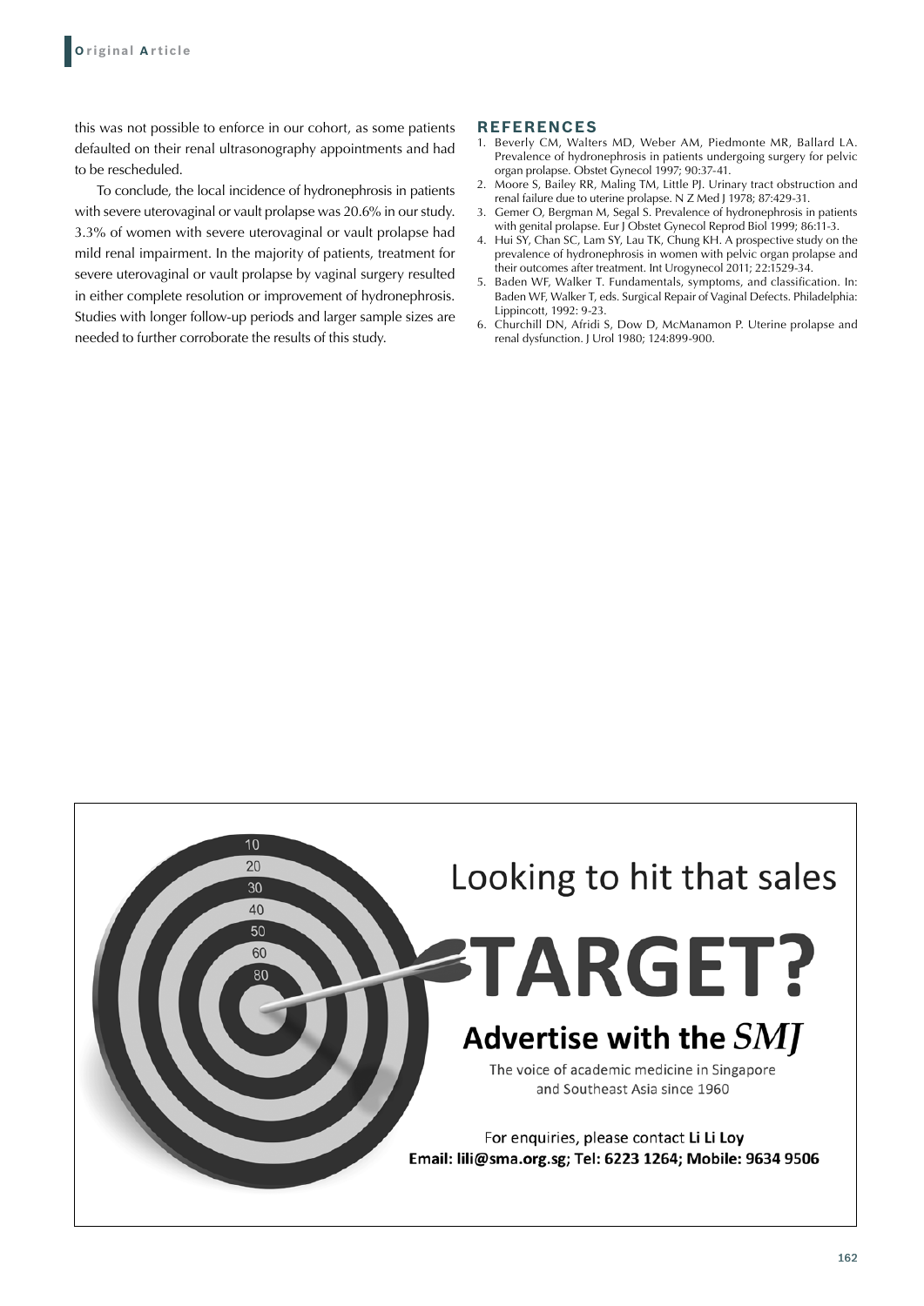this was not possible to enforce in our cohort, as some patients defaulted on their renal ultrasonography appointments and had to be rescheduled.

To conclude, the local incidence of hydronephrosis in patients with severe uterovaginal or vault prolapse was 20.6% in our study. 3.3% of women with severe uterovaginal or vault prolapse had mild renal impairment. In the majority of patients, treatment for severe uterovaginal or vault prolapse by vaginal surgery resulted in either complete resolution or improvement of hydronephrosis. Studies with longer follow-up periods and larger sample sizes are needed to further corroborate the results of this study.

## REFERENCES

1. Beverly CM, Walters MD, Weber AM, Piedmonte MR, Ballard LA. Prevalence of hydronephrosis in patients undergoing surgery for pelvic organ prolapse. Obstet Gynecol 1997; 90:37-41.
2. Moore S, Bailey RR, Maling TM, Little PJ. Urinary tract obstruction and renal failure due to uterine prolapse. N Z Med J 1978; 87:429-31.
3. Gemer O, Bergman M, Segal S. Prevalence of hydronephrosis in patients with genital prolapse. Eur J Obstet Gynecol Reprod Biol 1999; 86:11-3.
4. Hui SY, Chan SC, Lam SY, Lau TK, Chung KH. A prospective study on the prevalence of hydronephrosis in women with pelvic organ prolapse and their outcomes after treatment. Int Urogynecol 2011; 22:1529-34.
5. Baden WF, Walker T. Fundamentals, symptoms, and classification. In: Baden WF, Walker T, eds. Surgical Repair of Vaginal Defects. Philadelphia: Lippincott, 1992: 9-23.
6. Churchill DN, Afridi S, Dow D, McManamon P. Uterine prolapse and renal dysfunction. J Urol 1980; 124:899-900.

10
20
30
40
50
60
80

Looking to hit that sales

# TARGET?

**Advertise with the *SMJ***

The voice of academic medicine in Singapore and Southeast Asia since 1960

For enquiries, please contact **Li Li Loy**
**Email: lili@sma.org.sg; Tel: 6223 1264; Mobile: 9634 9506**